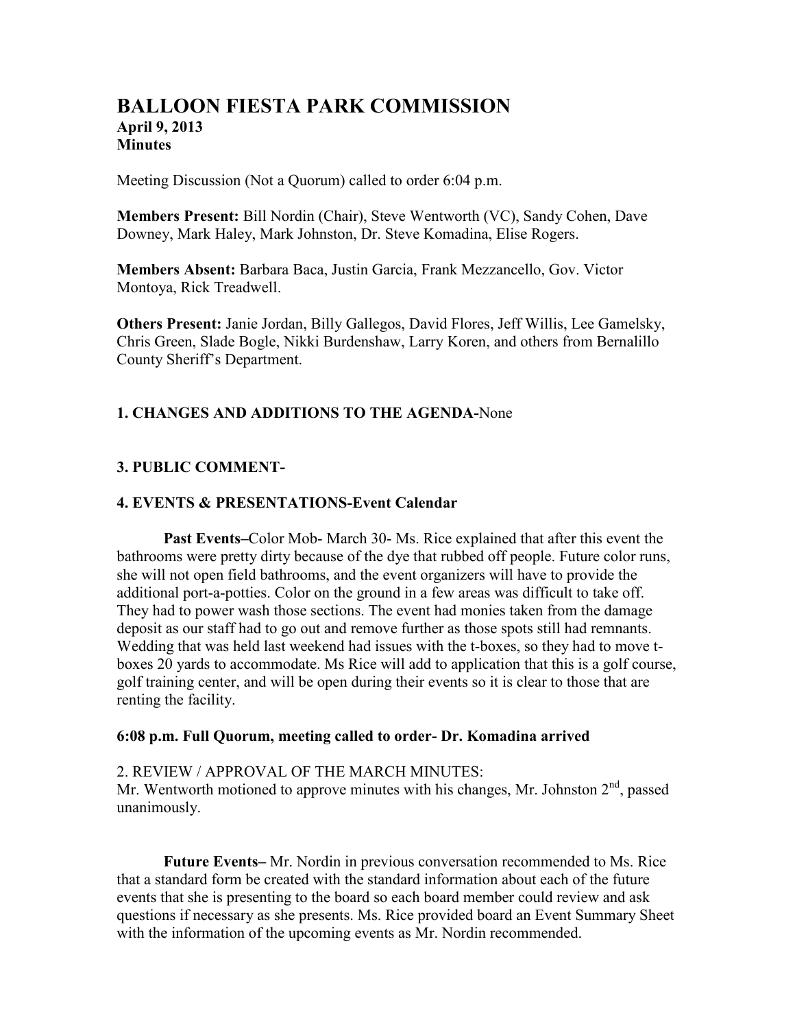# BALLOON FIESTA PARK COMMISSION

**April 9, 2013**
**Minutes**

Meeting Discussion (Not a Quorum) called to order 6:04 p.m.

**Members Present:** Bill Nordin (Chair), Steve Wentworth (VC), Sandy Cohen, Dave Downey, Mark Haley, Mark Johnston, Dr. Steve Komadina, Elise Rogers.

**Members Absent:** Barbara Baca, Justin Garcia, Frank Mezzancello, Gov. Victor Montoya, Rick Treadwell.

**Others Present:** Janie Jordan, Billy Gallegos, David Flores, Jeff Willis, Lee Gamelsky, Chris Green, Slade Bogle, Nikki Burdenshaw, Larry Koren, and others from Bernalillo County Sheriff's Department.

### 1. CHANGES AND ADDITIONS TO THE AGENDA-None

### 3. PUBLIC COMMENT-

### 4. EVENTS & PRESENTATIONS-Event Calendar

**Past Events**–Color Mob- March 30- Ms. Rice explained that after this event the bathrooms were pretty dirty because of the dye that rubbed off people. Future color runs, she will not open field bathrooms, and the event organizers will have to provide the additional port-a-potties. Color on the ground in a few areas was difficult to take off. They had to power wash those sections. The event had monies taken from the damage deposit as our staff had to go out and remove further as those spots still had remnants. Wedding that was held last weekend had issues with the t-boxes, so they had to move t-boxes 20 yards to accommodate. Ms Rice will add to application that this is a golf course, golf training center, and will be open during their events so it is clear to those that are renting the facility.

**6:08 p.m. Full Quorum, meeting called to order- Dr. Komadina arrived**

2. REVIEW / APPROVAL OF THE MARCH MINUTES:
Mr. Wentworth motioned to approve minutes with his changes, Mr. Johnston 2nd, passed unanimously.

**Future Events**– Mr. Nordin in previous conversation recommended to Ms. Rice that a standard form be created with the standard information about each of the future events that she is presenting to the board so each board member could review and ask questions if necessary as she presents. Ms. Rice provided board an Event Summary Sheet with the information of the upcoming events as Mr. Nordin recommended.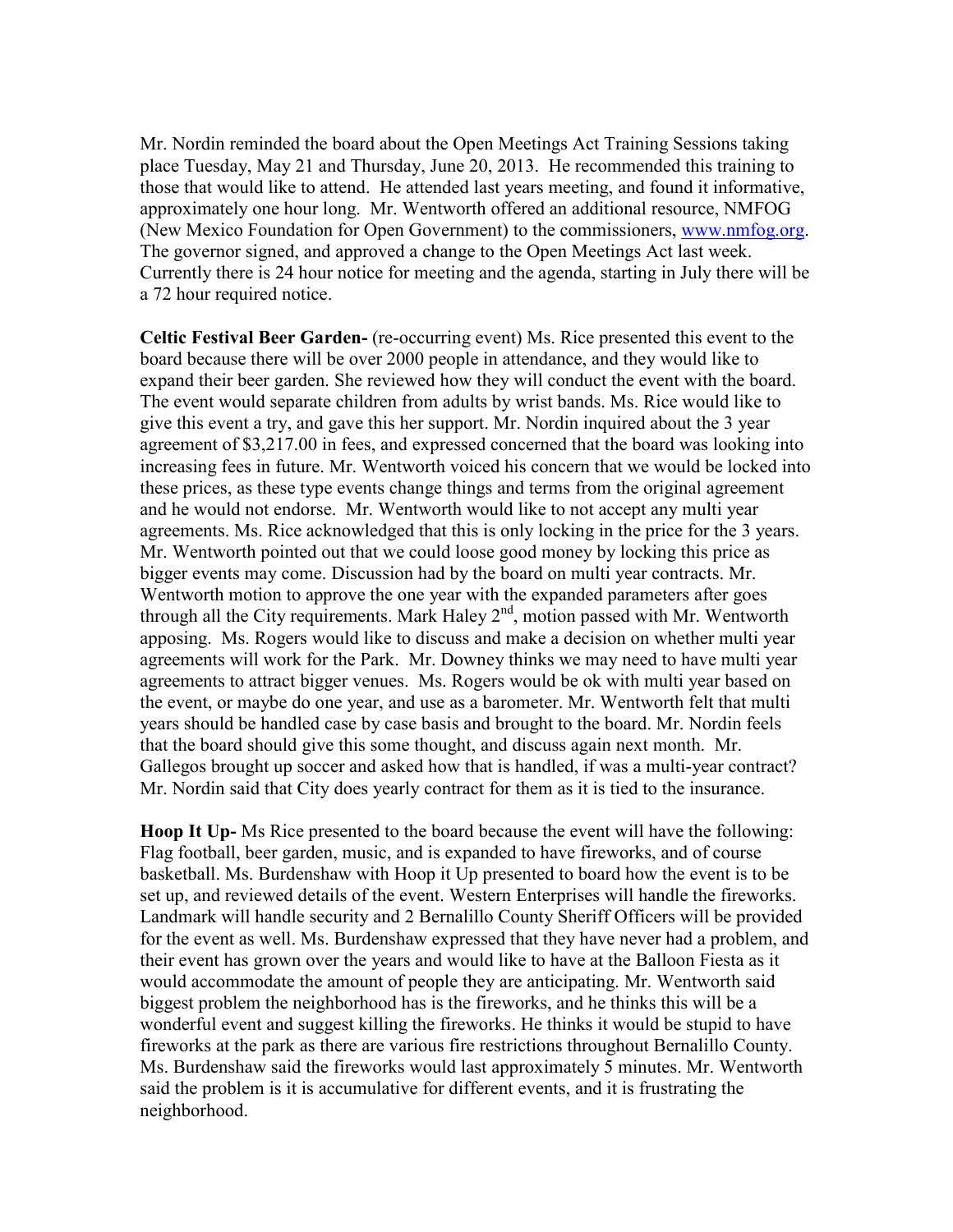Mr. Nordin reminded the board about the Open Meetings Act Training Sessions taking place Tuesday, May 21 and Thursday, June 20, 2013. He recommended this training to those that would like to attend. He attended last years meeting, and found it informative, approximately one hour long. Mr. Wentworth offered an additional resource, NMFOG (New Mexico Foundation for Open Government) to the commissioners, www.nmfog.org. The governor signed, and approved a change to the Open Meetings Act last week. Currently there is 24 hour notice for meeting and the agenda, starting in July there will be a 72 hour required notice.

**Celtic Festival Beer Garden-** (re-occurring event) Ms. Rice presented this event to the board because there will be over 2000 people in attendance, and they would like to expand their beer garden. She reviewed how they will conduct the event with the board. The event would separate children from adults by wrist bands. Ms. Rice would like to give this event a try, and gave this her support. Mr. Nordin inquired about the 3 year agreement of $3,217.00 in fees, and expressed concerned that the board was looking into increasing fees in future. Mr. Wentworth voiced his concern that we would be locked into these prices, as these type events change things and terms from the original agreement and he would not endorse. Mr. Wentworth would like to not accept any multi year agreements. Ms. Rice acknowledged that this is only locking in the price for the 3 years. Mr. Wentworth pointed out that we could loose good money by locking this price as bigger events may come. Discussion had by the board on multi year contracts. Mr. Wentworth motion to approve the one year with the expanded parameters after goes through all the City requirements. Mark Haley 2nd, motion passed with Mr. Wentworth apposing. Ms. Rogers would like to discuss and make a decision on whether multi year agreements will work for the Park. Mr. Downey thinks we may need to have multi year agreements to attract bigger venues. Ms. Rogers would be ok with multi year based on the event, or maybe do one year, and use as a barometer. Mr. Wentworth felt that multi years should be handled case by case basis and brought to the board. Mr. Nordin feels that the board should give this some thought, and discuss again next month. Mr. Gallegos brought up soccer and asked how that is handled, if was a multi-year contract? Mr. Nordin said that City does yearly contract for them as it is tied to the insurance.

**Hoop It Up-** Ms Rice presented to the board because the event will have the following: Flag football, beer garden, music, and is expanded to have fireworks, and of course basketball. Ms. Burdenshaw with Hoop it Up presented to board how the event is to be set up, and reviewed details of the event. Western Enterprises will handle the fireworks. Landmark will handle security and 2 Bernalillo County Sheriff Officers will be provided for the event as well. Ms. Burdenshaw expressed that they have never had a problem, and their event has grown over the years and would like to have at the Balloon Fiesta as it would accommodate the amount of people they are anticipating. Mr. Wentworth said biggest problem the neighborhood has is the fireworks, and he thinks this will be a wonderful event and suggest killing the fireworks. He thinks it would be stupid to have fireworks at the park as there are various fire restrictions throughout Bernalillo County. Ms. Burdenshaw said the fireworks would last approximately 5 minutes. Mr. Wentworth said the problem is it is accumulative for different events, and it is frustrating the neighborhood.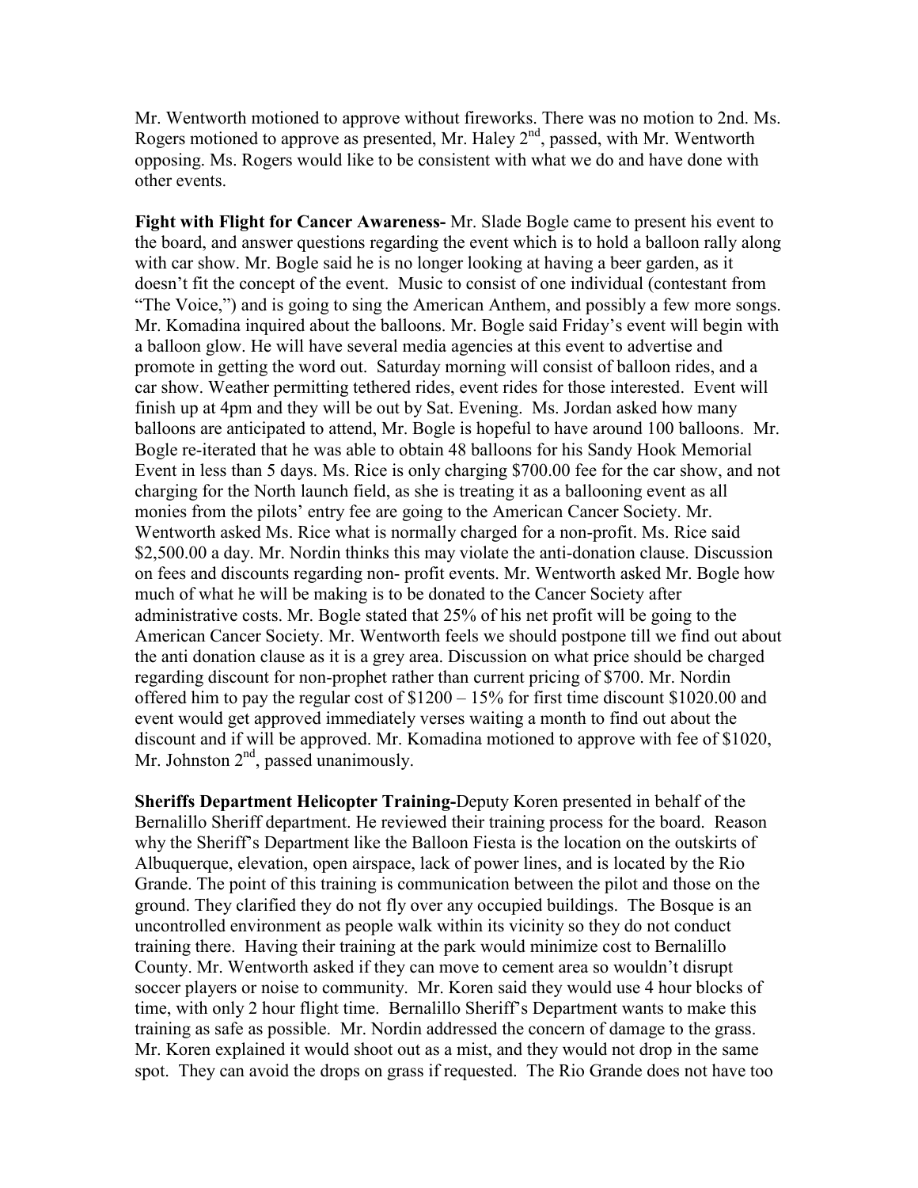Mr. Wentworth motioned to approve without fireworks. There was no motion to 2nd. Ms. Rogers motioned to approve as presented, Mr. Haley 2nd, passed, with Mr. Wentworth opposing. Ms. Rogers would like to be consistent with what we do and have done with other events.

**Fight with Flight for Cancer Awareness-** Mr. Slade Bogle came to present his event to the board, and answer questions regarding the event which is to hold a balloon rally along with car show. Mr. Bogle said he is no longer looking at having a beer garden, as it doesn't fit the concept of the event. Music to consist of one individual (contestant from "The Voice,") and is going to sing the American Anthem, and possibly a few more songs. Mr. Komadina inquired about the balloons. Mr. Bogle said Friday's event will begin with a balloon glow. He will have several media agencies at this event to advertise and promote in getting the word out. Saturday morning will consist of balloon rides, and a car show. Weather permitting tethered rides, event rides for those interested. Event will finish up at 4pm and they will be out by Sat. Evening. Ms. Jordan asked how many balloons are anticipated to attend, Mr. Bogle is hopeful to have around 100 balloons. Mr. Bogle re-iterated that he was able to obtain 48 balloons for his Sandy Hook Memorial Event in less than 5 days. Ms. Rice is only charging $700.00 fee for the car show, and not charging for the North launch field, as she is treating it as a ballooning event as all monies from the pilots' entry fee are going to the American Cancer Society. Mr. Wentworth asked Ms. Rice what is normally charged for a non-profit. Ms. Rice said $2,500.00 a day. Mr. Nordin thinks this may violate the anti-donation clause. Discussion on fees and discounts regarding non- profit events. Mr. Wentworth asked Mr. Bogle how much of what he will be making is to be donated to the Cancer Society after administrative costs. Mr. Bogle stated that 25% of his net profit will be going to the American Cancer Society. Mr. Wentworth feels we should postpone till we find out about the anti donation clause as it is a grey area. Discussion on what price should be charged regarding discount for non-prophet rather than current pricing of $700. Mr. Nordin offered him to pay the regular cost of $1200 – 15% for first time discount $1020.00 and event would get approved immediately verses waiting a month to find out about the discount and if will be approved. Mr. Komadina motioned to approve with fee of $1020, Mr. Johnston 2nd, passed unanimously.

**Sheriffs Department Helicopter Training-**Deputy Koren presented in behalf of the Bernalillo Sheriff department. He reviewed their training process for the board. Reason why the Sheriff's Department like the Balloon Fiesta is the location on the outskirts of Albuquerque, elevation, open airspace, lack of power lines, and is located by the Rio Grande. The point of this training is communication between the pilot and those on the ground. They clarified they do not fly over any occupied buildings. The Bosque is an uncontrolled environment as people walk within its vicinity so they do not conduct training there. Having their training at the park would minimize cost to Bernalillo County. Mr. Wentworth asked if they can move to cement area so wouldn't disrupt soccer players or noise to community. Mr. Koren said they would use 4 hour blocks of time, with only 2 hour flight time. Bernalillo Sheriff's Department wants to make this training as safe as possible. Mr. Nordin addressed the concern of damage to the grass. Mr. Koren explained it would shoot out as a mist, and they would not drop in the same spot. They can avoid the drops on grass if requested. The Rio Grande does not have too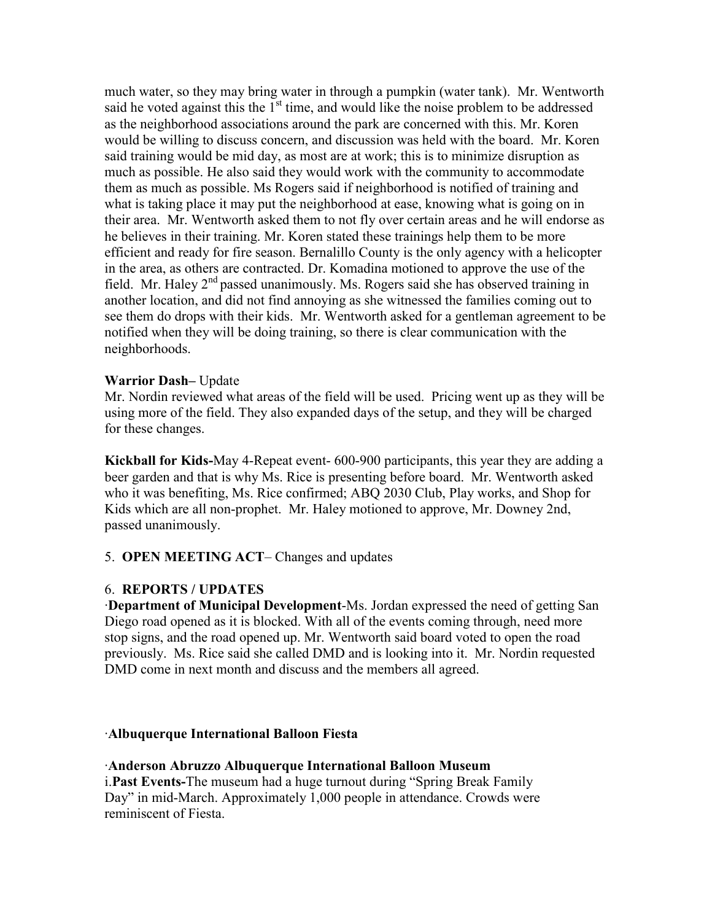much water, so they may bring water in through a pumpkin (water tank). Mr. Wentworth said he voted against this the 1st time, and would like the noise problem to be addressed as the neighborhood associations around the park are concerned with this. Mr. Koren would be willing to discuss concern, and discussion was held with the board. Mr. Koren said training would be mid day, as most are at work; this is to minimize disruption as much as possible. He also said they would work with the community to accommodate them as much as possible. Ms Rogers said if neighborhood is notified of training and what is taking place it may put the neighborhood at ease, knowing what is going on in their area. Mr. Wentworth asked them to not fly over certain areas and he will endorse as he believes in their training. Mr. Koren stated these trainings help them to be more efficient and ready for fire season. Bernalillo County is the only agency with a helicopter in the area, as others are contracted. Dr. Komadina motioned to approve the use of the field. Mr. Haley 2nd passed unanimously. Ms. Rogers said she has observed training in another location, and did not find annoying as she witnessed the families coming out to see them do drops with their kids. Mr. Wentworth asked for a gentleman agreement to be notified when they will be doing training, so there is clear communication with the neighborhoods.

**Warrior Dash**– Update
Mr. Nordin reviewed what areas of the field will be used. Pricing went up as they will be using more of the field. They also expanded days of the setup, and they will be charged for these changes.

**Kickball for Kids-**May 4-Repeat event- 600-900 participants, this year they are adding a beer garden and that is why Ms. Rice is presenting before board. Mr. Wentworth asked who it was benefiting, Ms. Rice confirmed; ABQ 2030 Club, Play works, and Shop for Kids which are all non-prophet. Mr. Haley motioned to approve, Mr. Downey 2nd, passed unanimously.

5. **OPEN MEETING ACT**– Changes and updates

6. **REPORTS / UPDATES**

·**Department of Municipal Development**-Ms. Jordan expressed the need of getting San Diego road opened as it is blocked. With all of the events coming through, need more stop signs, and the road opened up. Mr. Wentworth said board voted to open the road previously. Ms. Rice said she called DMD and is looking into it. Mr. Nordin requested DMD come in next month and discuss and the members all agreed.

·**Albuquerque International Balloon Fiesta**

·**Anderson Abruzzo Albuquerque International Balloon Museum**

i.**Past Events-**The museum had a huge turnout during "Spring Break Family Day" in mid-March. Approximately 1,000 people in attendance. Crowds were reminiscent of Fiesta.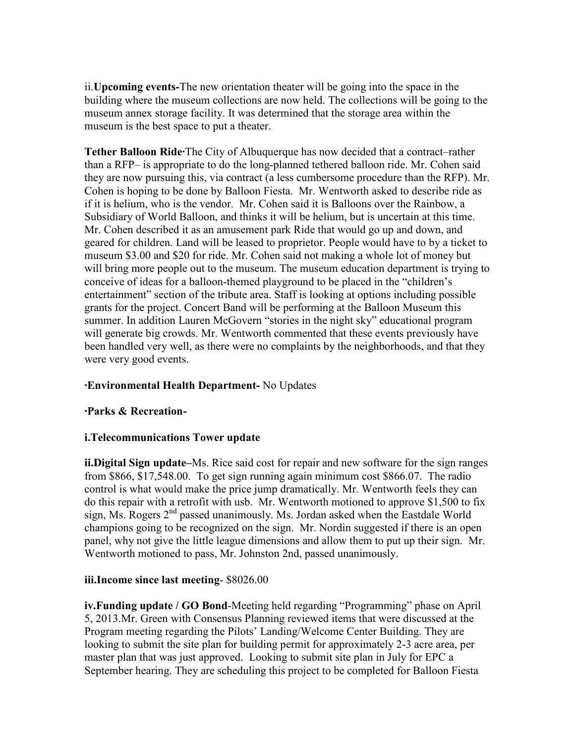ii.**Upcoming events-**The new orientation theater will be going into the space in the building where the museum collections are now held. The collections will be going to the museum annex storage facility. It was determined that the storage area within the museum is the best space to put a theater.

**Tether Balloon Ride·**The City of Albuquerque has now decided that a contract–rather than a RFP– is appropriate to do the long-planned tethered balloon ride. Mr. Cohen said they are now pursuing this, via contract (a less cumbersome procedure than the RFP). Mr. Cohen is hoping to be done by Balloon Fiesta. Mr. Wentworth asked to describe ride as if it is helium, who is the vendor. Mr. Cohen said it is Balloons over the Rainbow, a Subsidiary of World Balloon, and thinks it will be helium, but is uncertain at this time. Mr. Cohen described it as an amusement park Ride that would go up and down, and geared for children. Land will be leased to proprietor. People would have to by a ticket to museum $3.00 and $20 for ride. Mr. Cohen said not making a whole lot of money but will bring more people out to the museum. The museum education department is trying to conceive of ideas for a balloon-themed playground to be placed in the "children's entertainment" section of the tribute area. Staff is looking at options including possible grants for the project. Concert Band will be performing at the Balloon Museum this summer. In addition Lauren McGovern "stories in the night sky" educational program will generate big crowds. Mr. Wentworth commented that these events previously have been handled very well, as there were no complaints by the neighborhoods, and that they were very good events.

**·Environmental Health Department-** No Updates

**·Parks & Recreation-**

**i.Telecommunications Tower update**

**ii.Digital Sign update–**Ms. Rice said cost for repair and new software for the sign ranges from $866, $17,548.00. To get sign running again minimum cost $866.07. The radio control is what would make the price jump dramatically. Mr. Wentworth feels they can do this repair with a retrofit with usb. Mr. Wentworth motioned to approve $1,500 to fix sign, Ms. Rogers 2nd passed unanimously. Ms. Jordan asked when the Eastdale World champions going to be recognized on the sign. Mr. Nordin suggested if there is an open panel, why not give the little league dimensions and allow them to put up their sign. Mr. Wentworth motioned to pass, Mr. Johnston 2nd, passed unanimously.

**iii.Income since last meeting**- $8026.00

**iv.Funding update / GO Bond**-Meeting held regarding "Programming" phase on April 5, 2013.Mr. Green with Consensus Planning reviewed items that were discussed at the Program meeting regarding the Pilots' Landing/Welcome Center Building. They are looking to submit the site plan for building permit for approximately 2-3 acre area, per master plan that was just approved. Looking to submit site plan in July for EPC a September hearing. They are scheduling this project to be completed for Balloon Fiesta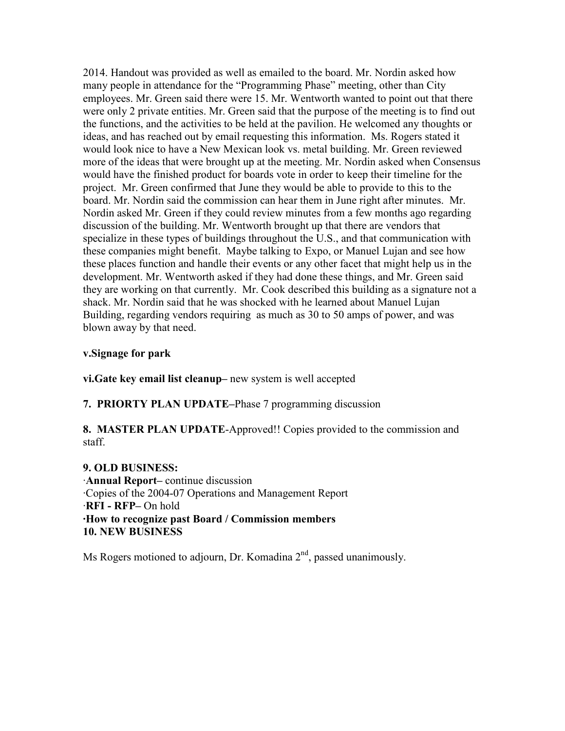2014. Handout was provided as well as emailed to the board. Mr. Nordin asked how many people in attendance for the "Programming Phase" meeting, other than City employees. Mr. Green said there were 15. Mr. Wentworth wanted to point out that there were only 2 private entities. Mr. Green said that the purpose of the meeting is to find out the functions, and the activities to be held at the pavilion. He welcomed any thoughts or ideas, and has reached out by email requesting this information. Ms. Rogers stated it would look nice to have a New Mexican look vs. metal building. Mr. Green reviewed more of the ideas that were brought up at the meeting. Mr. Nordin asked when Consensus would have the finished product for boards vote in order to keep their timeline for the project. Mr. Green confirmed that June they would be able to provide to this to the board. Mr. Nordin said the commission can hear them in June right after minutes. Mr. Nordin asked Mr. Green if they could review minutes from a few months ago regarding discussion of the building. Mr. Wentworth brought up that there are vendors that specialize in these types of buildings throughout the U.S., and that communication with these companies might benefit. Maybe talking to Expo, or Manuel Lujan and see how these places function and handle their events or any other facet that might help us in the development. Mr. Wentworth asked if they had done these things, and Mr. Green said they are working on that currently. Mr. Cook described this building as a signature not a shack. Mr. Nordin said that he was shocked with he learned about Manuel Lujan Building, regarding vendors requiring as much as 30 to 50 amps of power, and was blown away by that need.

**v.Signage for park**

**vi.Gate key email list cleanup–** new system is well accepted

**7. PRIORTY PLAN UPDATE–**Phase 7 programming discussion

**8. MASTER PLAN UPDATE**-Approved!! Copies provided to the commission and staff.

**9. OLD BUSINESS:**
·**Annual Report–** continue discussion
·Copies of the 2004-07 Operations and Management Report
·**RFI - RFP–** On hold
**·How to recognize past Board / Commission members**
**10. NEW BUSINESS**

Ms Rogers motioned to adjourn, Dr. Komadina 2nd, passed unanimously.